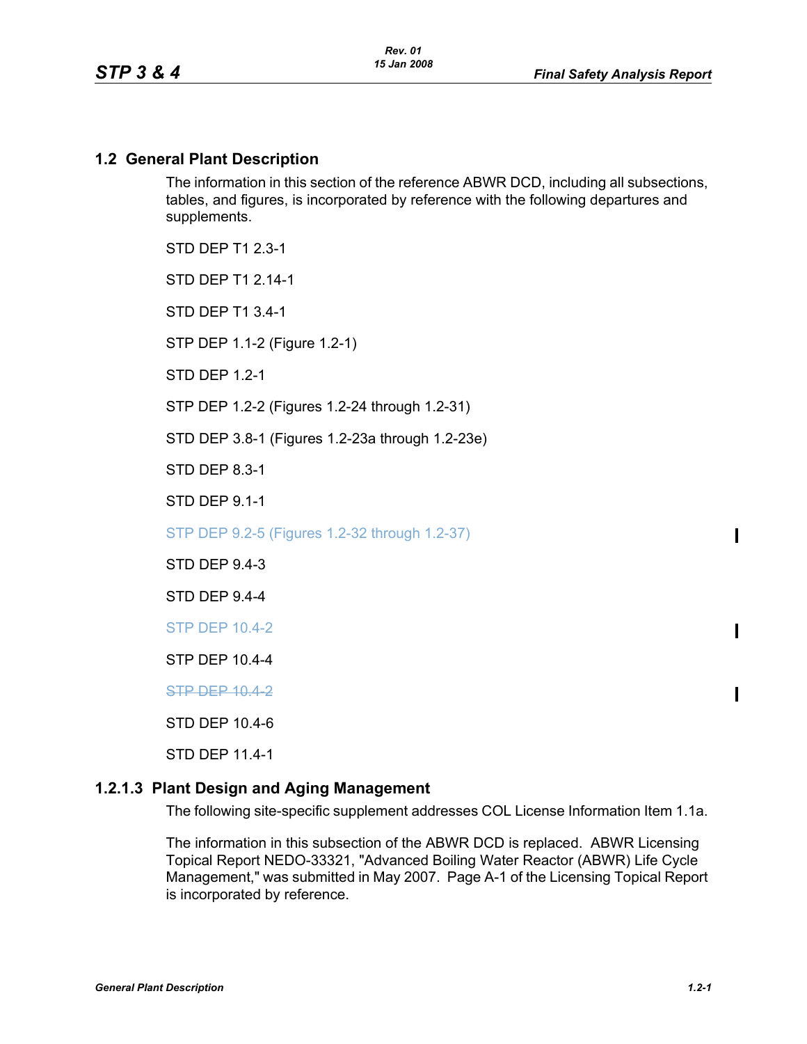## 1.2 General Plant Description

The information in this section of the reference ABWR DCD, including all subsections, tables, and figures, is incorporated by reference with the following departures and supplements.

STD DEP T1 2.3-1

STD DEP T1 2.14-1

STD DEP T1 3.4-1

STP DEP 1.1-2 (Figure 1.2-1)

STD DEP 1.2-1

STP DEP 1.2-2 (Figures 1.2-24 through 1.2-31)

STD DEP 3.8-1 (Figures 1.2-23a through 1.2-23e)

STD DEP 8.3-1

STD DEP 9.1-1

STP DEP 9.2-5 (Figures 1.2-32 through 1.2-37)

STD DEP 9.4-3

STD DEP 9.4-4

STP DEP 10.4-2

STP DEP 10.4-4

~~STP DEP 10.4-2~~

STD DEP 10.4-6

STD DEP 11.4-1

### 1.2.1.3 Plant Design and Aging Management

The following site-specific supplement addresses COL License Information Item 1.1a.

The information in this subsection of the ABWR DCD is replaced. ABWR Licensing Topical Report NEDO-33321, "Advanced Boiling Water Reactor (ABWR) Life Cycle Management," was submitted in May 2007. Page A-1 of the Licensing Topical Report is incorporated by reference.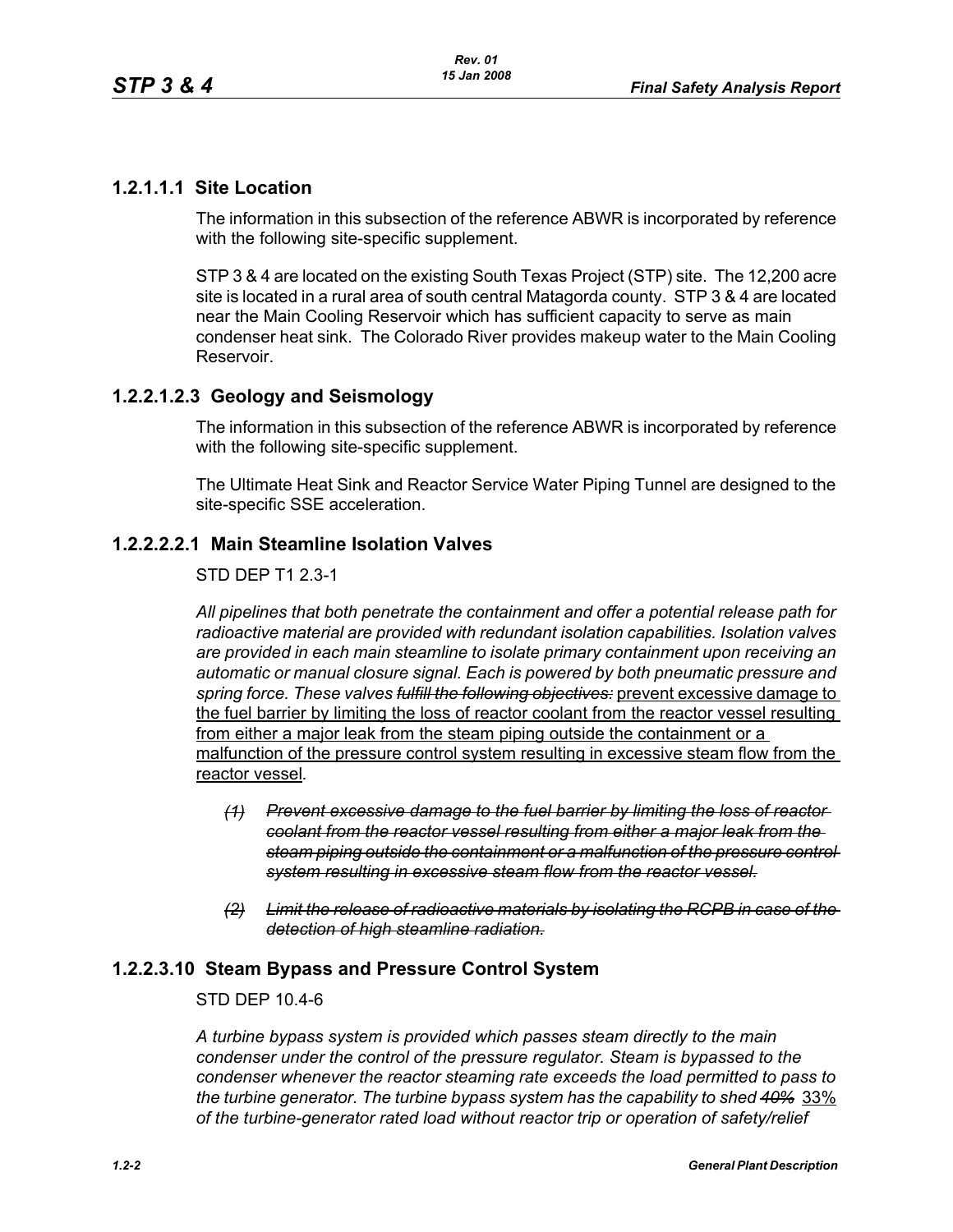### 1.2.1.1.1 Site Location

The information in this subsection of the reference ABWR is incorporated by reference with the following site-specific supplement.

STP 3 & 4 are located on the existing South Texas Project (STP) site. The 12,200 acre site is located in a rural area of south central Matagorda county. STP 3 & 4 are located near the Main Cooling Reservoir which has sufficient capacity to serve as main condenser heat sink. The Colorado River provides makeup water to the Main Cooling Reservoir.

### 1.2.2.1.2.3 Geology and Seismology

The information in this subsection of the reference ABWR is incorporated by reference with the following site-specific supplement.

The Ultimate Heat Sink and Reactor Service Water Piping Tunnel are designed to the site-specific SSE acceleration.

### 1.2.2.2.2.1 Main Steamline Isolation Valves

STD DEP T1 2.3-1

*All pipelines that both penetrate the containment and offer a potential release path for radioactive material are provided with redundant isolation capabilities. Isolation valves are provided in each main steamline to isolate primary containment upon receiving an automatic or manual closure signal. Each is powered by both pneumatic pressure and spring force. These valves ~~fulfill the following objectives:~~* <u>prevent excessive damage to the fuel barrier by limiting the loss of reactor coolant from the reactor vessel resulting from either a major leak from the steam piping outside the containment or a malfunction of the pressure control system resulting in excessive steam flow from the reactor vessel</u>.

- *~~(1) Prevent excessive damage to the fuel barrier by limiting the loss of reactor coolant from the reactor vessel resulting from either a major leak from the steam piping outside the containment or a malfunction of the pressure control system resulting in excessive steam flow from the reactor vessel.~~*
- *~~(2) Limit the release of radioactive materials by isolating the RCPB in case of the detection of high steamline radiation.~~*

### 1.2.2.3.10 Steam Bypass and Pressure Control System

STD DEP 10.4-6

*A turbine bypass system is provided which passes steam directly to the main condenser under the control of the pressure regulator. Steam is bypassed to the condenser whenever the reactor steaming rate exceeds the load permitted to pass to the turbine generator. The turbine bypass system has the capability to shed ~~40%~~* <u>33%</u> *of the turbine-generator rated load without reactor trip or operation of safety/relief*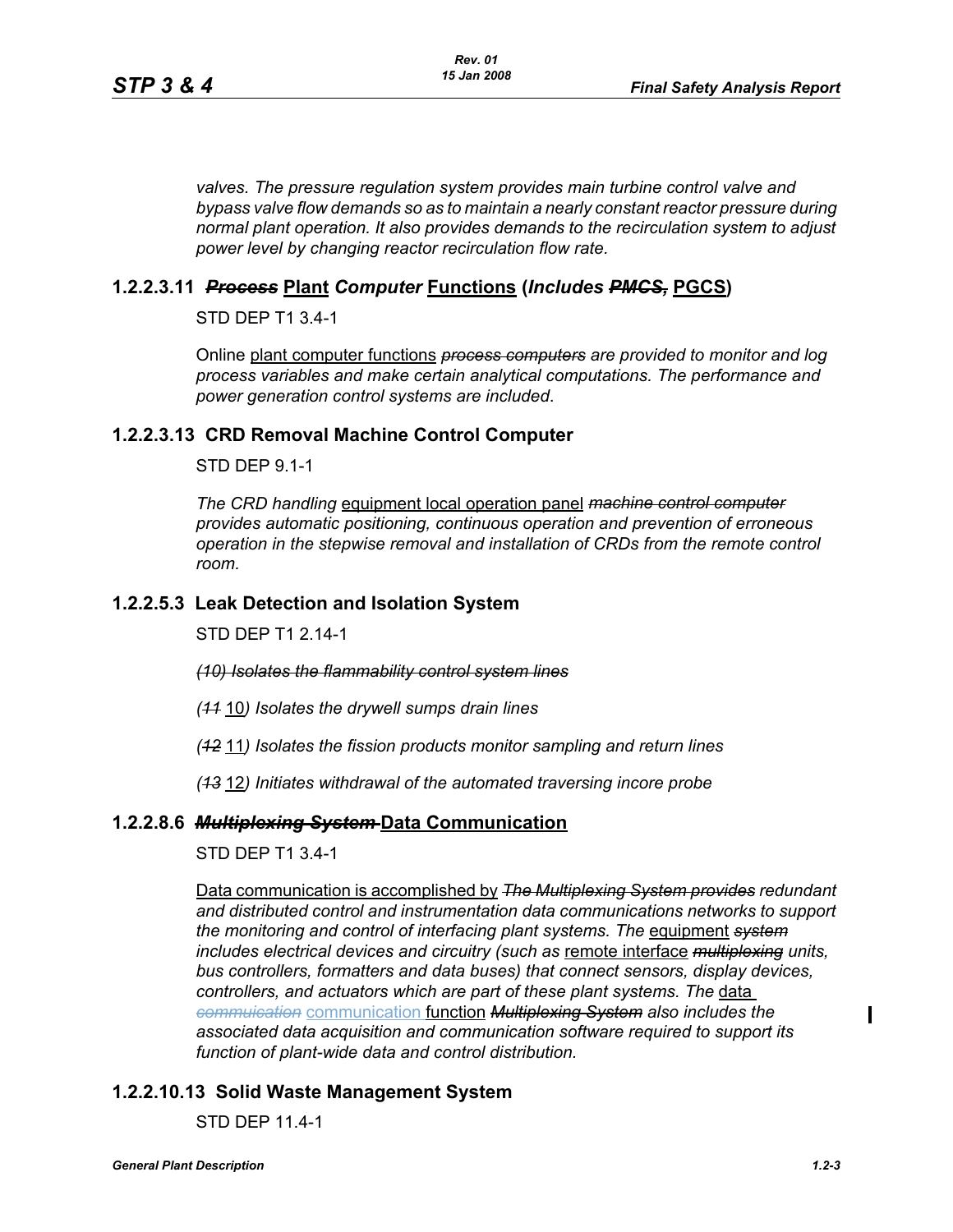*valves. The pressure regulation system provides main turbine control valve and bypass valve flow demands so as to maintain a nearly constant reactor pressure during normal plant operation. It also provides demands to the recirculation system to adjust power level by changing reactor recirculation flow rate.*

### 1.2.2.3.11 ~~*Process*~~ Plant *Computer* Functions (*Includes* ~~*PMCS,*~~ PGCS)

STD DEP T1 3.4-1

Online plant computer functions ~~*process computers*~~ *are provided to monitor and log process variables and make certain analytical computations. The performance and power generation control systems are included*.

### 1.2.2.3.13 CRD Removal Machine Control Computer

STD DEP 9.1-1

*The CRD handling* equipment local operation panel ~~*machine control computer*~~ *provides automatic positioning, continuous operation and prevention of erroneous operation in the stepwise removal and installation of CRDs from the remote control room.*

### 1.2.2.5.3 Leak Detection and Isolation System

STD DEP T1 2.14-1

~~*(10) Isolates the flammability control system lines*~~

*(~~11~~* 10*) Isolates the drywell sumps drain lines*

*(~~12~~* 11*) Isolates the fission products monitor sampling and return lines*

*(~~13~~* 12*) Initiates withdrawal of the automated traversing incore probe*

### 1.2.2.8.6 ~~*Multiplexing System*~~ Data Communication

STD DEP T1 3.4-1

Data communication is accomplished by ~~*The Multiplexing System provides*~~ *redundant and distributed control and instrumentation data communications networks to support the monitoring and control of interfacing plant systems. The* equipment ~~*system*~~ *includes electrical devices and circuitry (such as* remote interface ~~*multiplexing*~~ *units, bus controllers, formatters and data buses) that connect sensors, display devices, controllers, and actuators which are part of these plant systems. The* data ~~*commuication*~~ communication function ~~*Multiplexing System*~~ *also includes the associated data acquisition and communication software required to support its function of plant-wide data and control distribution.*

### 1.2.2.10.13 Solid Waste Management System

STD DEP 11.4-1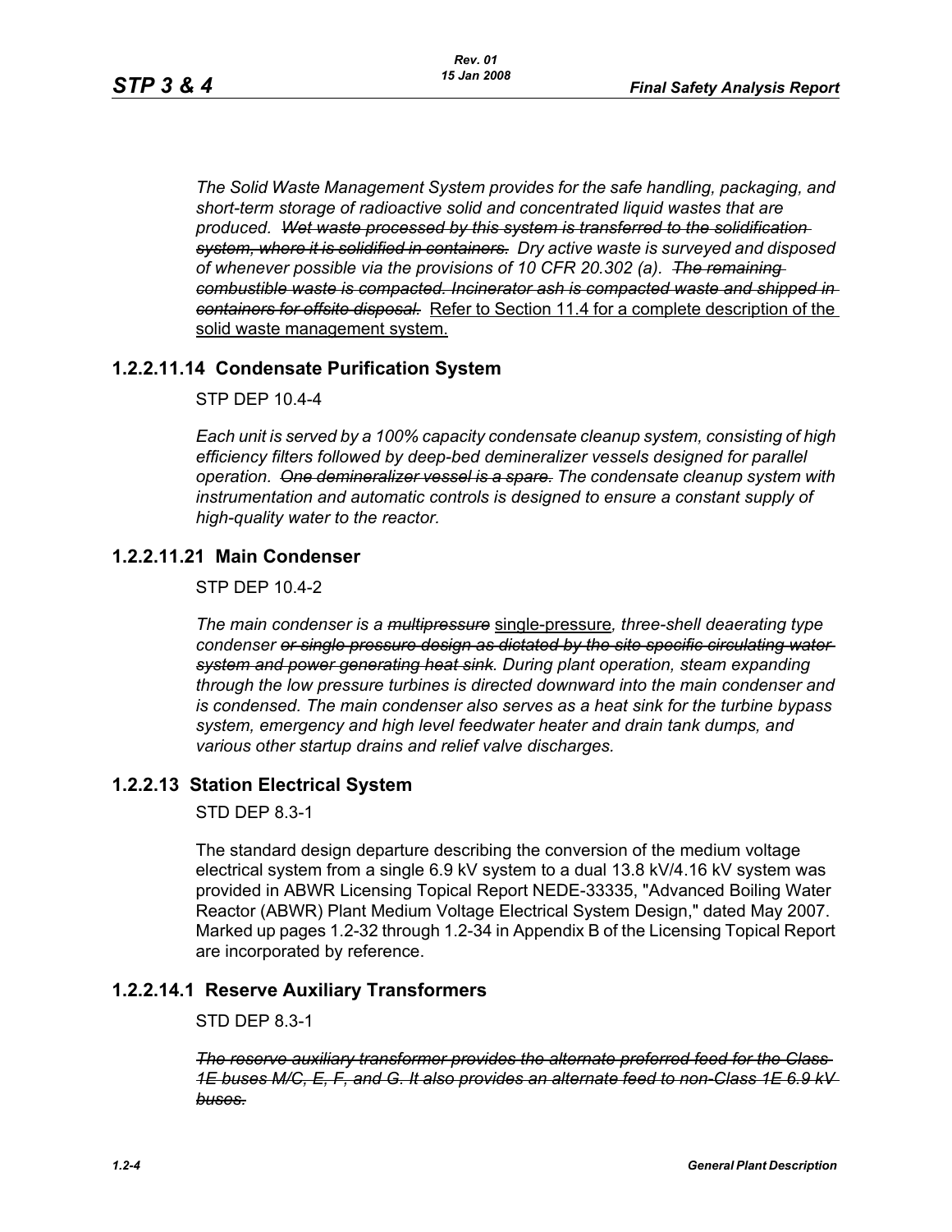*The Solid Waste Management System provides for the safe handling, packaging, and short-term storage of radioactive solid and concentrated liquid wastes that are produced. ~~Wet waste processed by this system is transferred to the solidification system, where it is solidified in containers.~~ Dry active waste is surveyed and disposed of whenever possible via the provisions of 10 CFR 20.302 (a). ~~The remaining combustible waste is compacted. Incinerator ash is compacted waste and shipped in containers for offsite disposal.~~* <u>Refer to Section 11.4 for a complete description of the solid waste management system.</u>

## 1.2.2.11.14 Condensate Purification System

STP DEP 10.4-4

*Each unit is served by a 100% capacity condensate cleanup system, consisting of high efficiency filters followed by deep-bed demineralizer vessels designed for parallel operation. ~~One demineralizer vessel is a spare.~~ The condensate cleanup system with instrumentation and automatic controls is designed to ensure a constant supply of high-quality water to the reactor.*

## 1.2.2.11.21 Main Condenser

STP DEP 10.4-2

*The main condenser is a ~~multipressure~~* <u>single-pressure</u>*, three-shell deaerating type condenser ~~or single pressure design as dictated by the site specific circulating water system and power generating heat sink~~. During plant operation, steam expanding through the low pressure turbines is directed downward into the main condenser and is condensed. The main condenser also serves as a heat sink for the turbine bypass system, emergency and high level feedwater heater and drain tank dumps, and various other startup drains and relief valve discharges.*

## 1.2.2.13 Station Electrical System

STD DEP 8.3-1

The standard design departure describing the conversion of the medium voltage electrical system from a single 6.9 kV system to a dual 13.8 kV/4.16 kV system was provided in ABWR Licensing Topical Report NEDE-33335, "Advanced Boiling Water Reactor (ABWR) Plant Medium Voltage Electrical System Design," dated May 2007. Marked up pages 1.2-32 through 1.2-34 in Appendix B of the Licensing Topical Report are incorporated by reference.

## 1.2.2.14.1 Reserve Auxiliary Transformers

STD DEP 8.3-1

*~~The reserve auxiliary transformer provides the alternate preferred feed for the Class 1E buses M/C, E, F, and G. It also provides an alternate feed to non-Class 1E 6.9 kV buses.~~*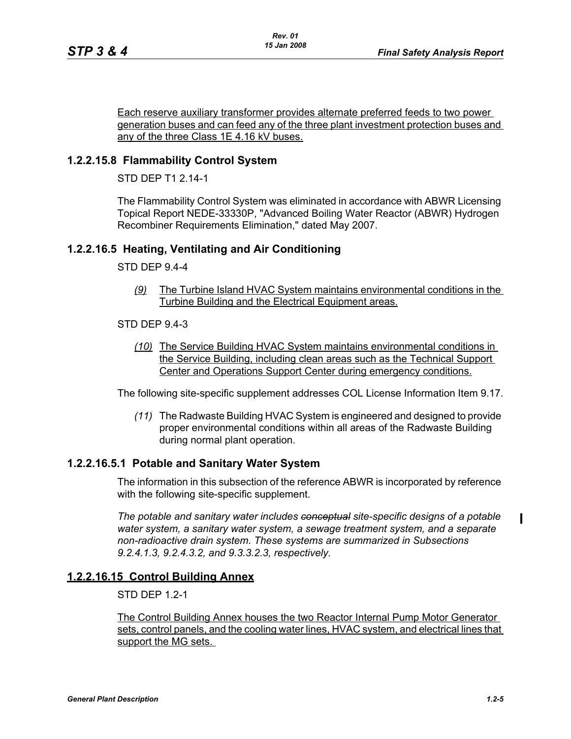Each reserve auxiliary transformer provides alternate preferred feeds to two power generation buses and can feed any of the three plant investment protection buses and any of the three Class 1E 4.16 kV buses.

### 1.2.2.15.8 Flammability Control System

STD DEP T1 2.14-1

The Flammability Control System was eliminated in accordance with ABWR Licensing Topical Report NEDE-33330P, "Advanced Boiling Water Reactor (ABWR) Hydrogen Recombiner Requirements Elimination," dated May 2007.

### 1.2.2.16.5 Heating, Ventilating and Air Conditioning

STD DEP 9.4-4

*(9)* The Turbine Island HVAC System maintains environmental conditions in the Turbine Building and the Electrical Equipment areas.

STD DEP 9.4-3

*(10)* The Service Building HVAC System maintains environmental conditions in the Service Building, including clean areas such as the Technical Support Center and Operations Support Center during emergency conditions.

The following site-specific supplement addresses COL License Information Item 9.17.

*(11)* The Radwaste Building HVAC System is engineered and designed to provide proper environmental conditions within all areas of the Radwaste Building during normal plant operation.

### 1.2.2.16.5.1 Potable and Sanitary Water System

The information in this subsection of the reference ABWR is incorporated by reference with the following site-specific supplement.

*The potable and sanitary water includes ~~conceptual~~ site-specific designs of a potable water system, a sanitary water system, a sewage treatment system, and a separate non-radioactive drain system. These systems are summarized in Subsections 9.2.4.1.3, 9.2.4.3.2, and 9.3.3.2.3, respectively.*

### 1.2.2.16.15 Control Building Annex

STD DEP 1.2-1

The Control Building Annex houses the two Reactor Internal Pump Motor Generator sets, control panels, and the cooling water lines, HVAC system, and electrical lines that support the MG sets.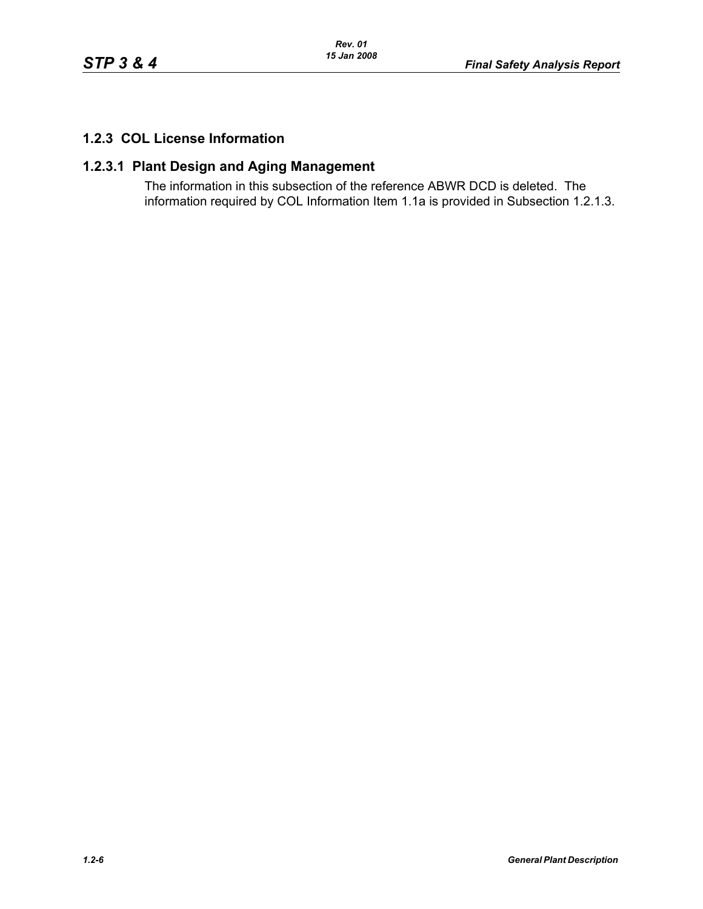## 1.2.3 COL License Information

### 1.2.3.1 Plant Design and Aging Management

The information in this subsection of the reference ABWR DCD is deleted. The information required by COL Information Item 1.1a is provided in Subsection 1.2.1.3.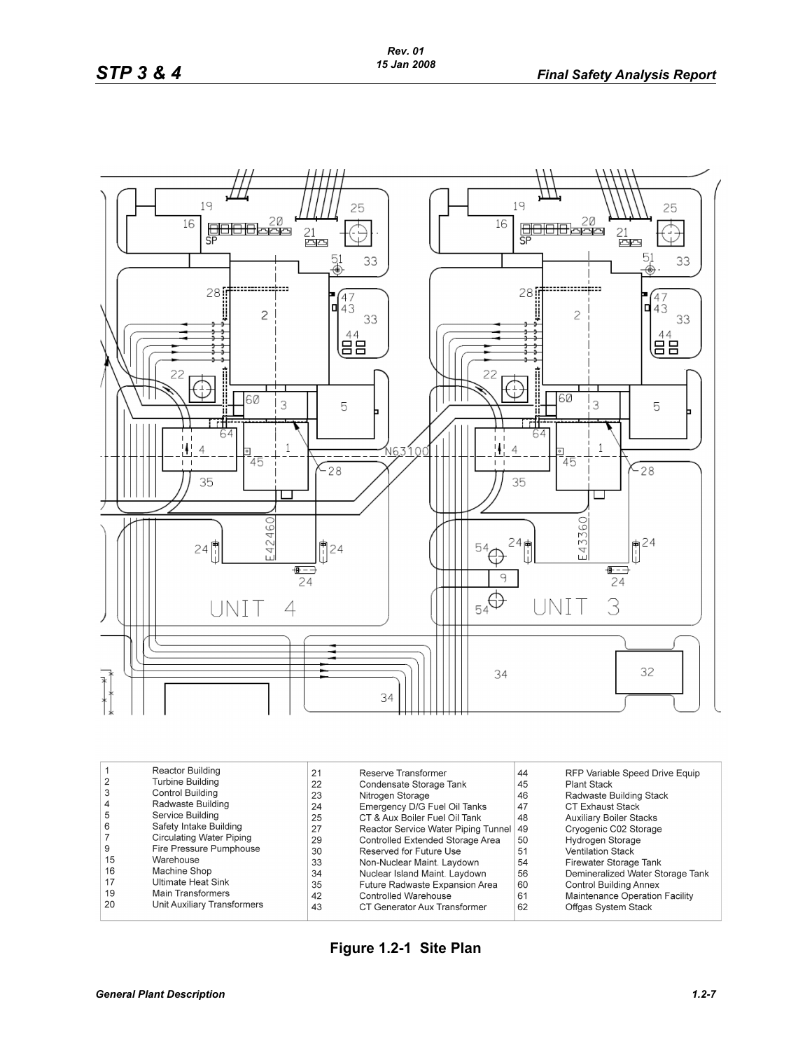| | | | | | |
|---|---|---|---|---|---|
| 1 | Reactor Building | 21 | Reserve Transformer | 44 | RFP Variable Speed Drive Equip |
| 2 | Turbine Building | 22 | Condensate Storage Tank | 45 | Plant Stack |
| 3 | Control Building | 23 | Nitrogen Storage | 46 | Radwaste Building Stack |
| 4 | Radwaste Building | 24 | Emergency D/G Fuel Oil Tanks | 47 | CT Exhaust Stack |
| 5 | Service Building | 25 | CT & Aux Boiler Fuel Oil Tank | 48 | Auxiliary Boiler Stacks |
| 6 | Safety Intake Building | 27 | Reactor Service Water Piping Tunnel | 49 | Cryogenic C02 Storage |
| 7 | Circulating Water Piping | 29 | Controlled Extended Storage Area | 50 | Hydrogen Storage |
| 9 | Fire Pressure Pumphouse | 30 | Reserved for Future Use | 51 | Ventilation Stack |
| 15 | Warehouse | 33 | Non-Nuclear Maint. Laydown | 54 | Firewater Storage Tank |
| 16 | Machine Shop | 34 | Nuclear Island Maint. Laydown | 56 | Demineralized Water Storage Tank |
| 17 | Ultimate Heat Sink | 35 | Future Radwaste Expansion Area | 60 | Control Building Annex |
| 19 | Main Transformers | 42 | Controlled Warehouse | 61 | Maintenance Operation Facility |
| 20 | Unit Auxiliary Transformers | 43 | CT Generator Aux Transformer | 62 | Offgas System Stack |

**Figure 1.2-1 Site Plan**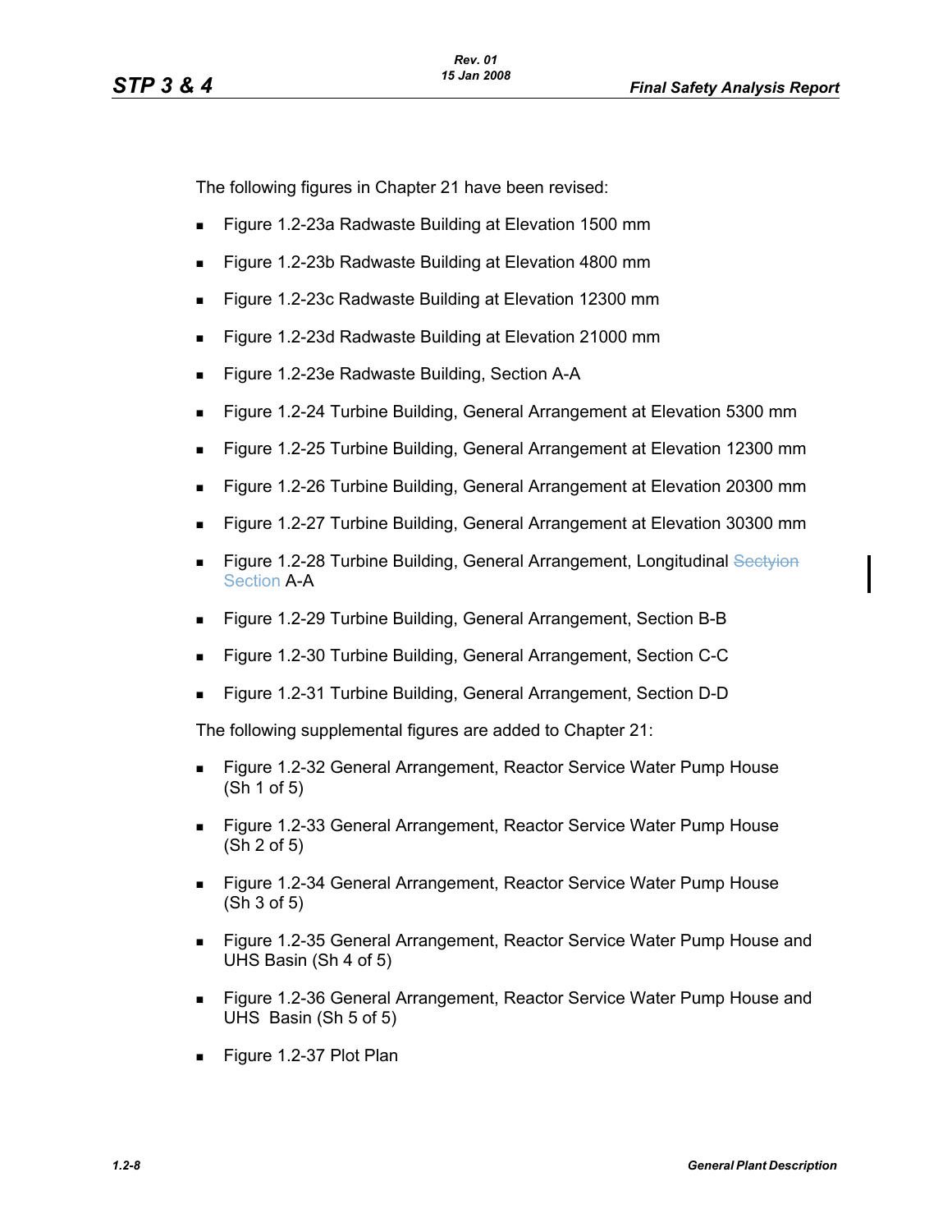The following figures in Chapter 21 have been revised:

- Figure 1.2-23a Radwaste Building at Elevation 1500 mm
- Figure 1.2-23b Radwaste Building at Elevation 4800 mm
- Figure 1.2-23c Radwaste Building at Elevation 12300 mm
- Figure 1.2-23d Radwaste Building at Elevation 21000 mm
- Figure 1.2-23e Radwaste Building, Section A-A
- Figure 1.2-24 Turbine Building, General Arrangement at Elevation 5300 mm
- Figure 1.2-25 Turbine Building, General Arrangement at Elevation 12300 mm
- Figure 1.2-26 Turbine Building, General Arrangement at Elevation 20300 mm
- Figure 1.2-27 Turbine Building, General Arrangement at Elevation 30300 mm
- Figure 1.2-28 Turbine Building, General Arrangement, Longitudinal ~~Sectyion~~ Section A-A
- Figure 1.2-29 Turbine Building, General Arrangement, Section B-B
- Figure 1.2-30 Turbine Building, General Arrangement, Section C-C
- Figure 1.2-31 Turbine Building, General Arrangement, Section D-D

The following supplemental figures are added to Chapter 21:

- Figure 1.2-32 General Arrangement, Reactor Service Water Pump House (Sh 1 of 5)
- Figure 1.2-33 General Arrangement, Reactor Service Water Pump House (Sh 2 of 5)
- Figure 1.2-34 General Arrangement, Reactor Service Water Pump House (Sh 3 of 5)
- Figure 1.2-35 General Arrangement, Reactor Service Water Pump House and UHS Basin (Sh 4 of 5)
- Figure 1.2-36 General Arrangement, Reactor Service Water Pump House and UHS Basin (Sh 5 of 5)
- Figure 1.2-37 Plot Plan